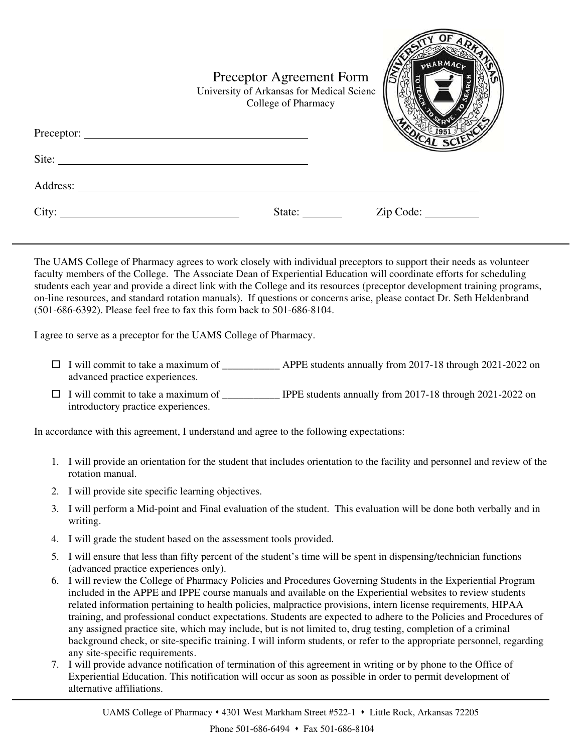# Preceptor Agreement Form

University of Arkansas for Medical Sciences
College of Pharmacy

Preceptor: ________________________________________

Site: ________________________________________

Address: ________________________________________________________________

City: ______________________________ State: _______ Zip Code: _________

---

The UAMS College of Pharmacy agrees to work closely with individual preceptors to support their needs as volunteer faculty members of the College. The Associate Dean of Experiential Education will coordinate efforts for scheduling students each year and provide a direct link with the College and its resources (preceptor development training programs, on-line resources, and standard rotation manuals). If questions or concerns arise, please contact Dr. Seth Heldenbrand (501-686-6392). Please feel free to fax this form back to 501-686-8104.

I agree to serve as a preceptor for the UAMS College of Pharmacy.

- ☐ I will commit to take a maximum of ___________ APPE students annually from 2017-18 through 2021-2022 on advanced practice experiences.
- ☐ I will commit to take a maximum of ___________ IPPE students annually from 2017-18 through 2021-2022 on introductory practice experiences.

In accordance with this agreement, I understand and agree to the following expectations:

1. I will provide an orientation for the student that includes orientation to the facility and personnel and review of the rotation manual.
2. I will provide site specific learning objectives.
3. I will perform a Mid-point and Final evaluation of the student. This evaluation will be done both verbally and in writing.
4. I will grade the student based on the assessment tools provided.
5. I will ensure that less than fifty percent of the student's time will be spent in dispensing/technician functions (advanced practice experiences only).
6. I will review the College of Pharmacy Policies and Procedures Governing Students in the Experiential Program included in the APPE and IPPE course manuals and available on the Experiential websites to review students related information pertaining to health policies, malpractice provisions, intern license requirements, HIPAA training, and professional conduct expectations. Students are expected to adhere to the Policies and Procedures of any assigned practice site, which may include, but is not limited to, drug testing, completion of a criminal background check, or site-specific training. I will inform students, or refer to the appropriate personnel, regarding any site-specific requirements.
7. I will provide advance notification of termination of this agreement in writing or by phone to the Office of Experiential Education. This notification will occur as soon as possible in order to permit development of alternative affiliations.

---

UAMS College of Pharmacy • 4301 West Markham Street #522-1 • Little Rock, Arkansas 72205

Phone 501-686-6494 • Fax 501-686-8104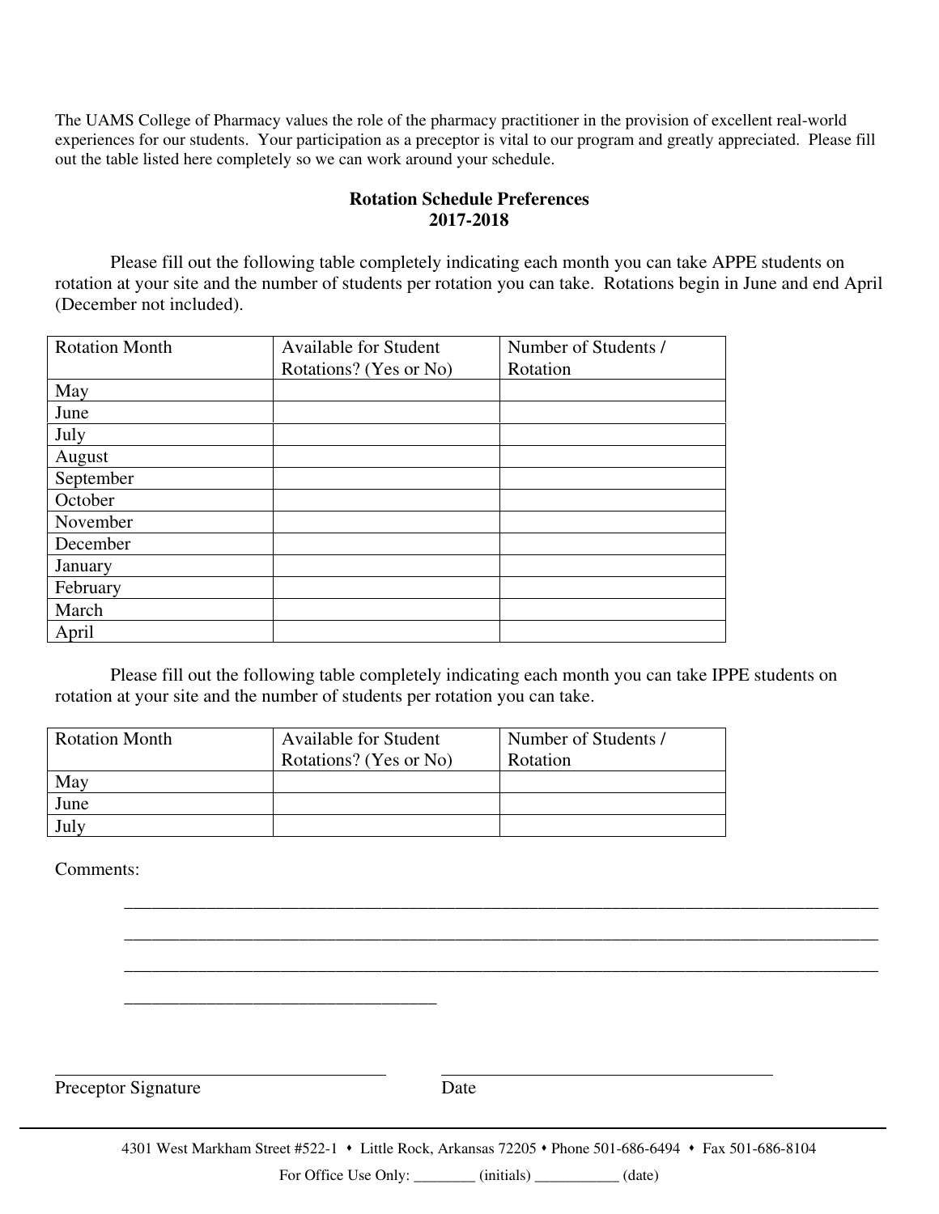The UAMS College of Pharmacy values the role of the pharmacy practitioner in the provision of excellent real-world experiences for our students. Your participation as a preceptor is vital to our program and greatly appreciated. Please fill out the table listed here completely so we can work around your schedule.

**Rotation Schedule Preferences**
**2017-2018**

Please fill out the following table completely indicating each month you can take APPE students on rotation at your site and the number of students per rotation you can take. Rotations begin in June and end April (December not included).

| Rotation Month | Available for Student Rotations? (Yes or No) | Number of Students / Rotation |
|---|---|---|
| May | | |
| June | | |
| July | | |
| August | | |
| September | | |
| October | | |
| November | | |
| December | | |
| January | | |
| February | | |
| March | | |
| April | | |

Please fill out the following table completely indicating each month you can take IPPE students on rotation at your site and the number of students per rotation you can take.

| Rotation Month | Available for Student Rotations? (Yes or No) | Number of Students / Rotation |
|---|---|---|
| May | | |
| June | | |
| July | | |

Comments:

______________________________________________________________________________

______________________________________________________________________________

______________________________________________________________________________

___________________________________

_____________________________________ Preceptor Signature

_____________________________________ Date

4301 West Markham Street #522-1 ⬩ Little Rock, Arkansas 72205 ⬩ Phone 501-686-6494 ⬩ Fax 501-686-8104

For Office Use Only: ________ (initials) ___________ (date)